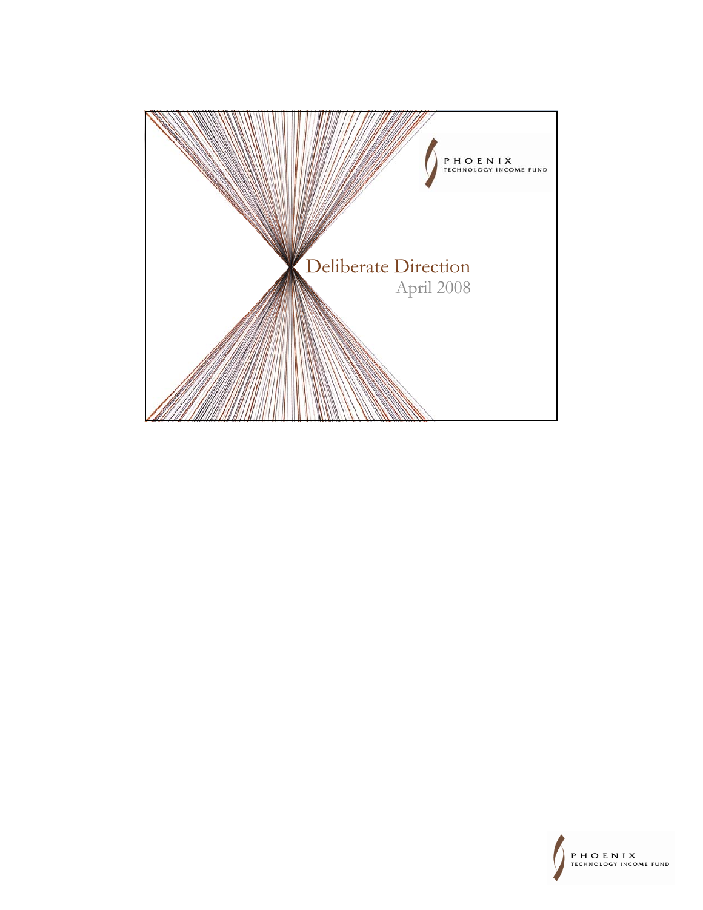PHOENIX
TECHNOLOGY INCOME FUND

# Deliberate Direction

April 2008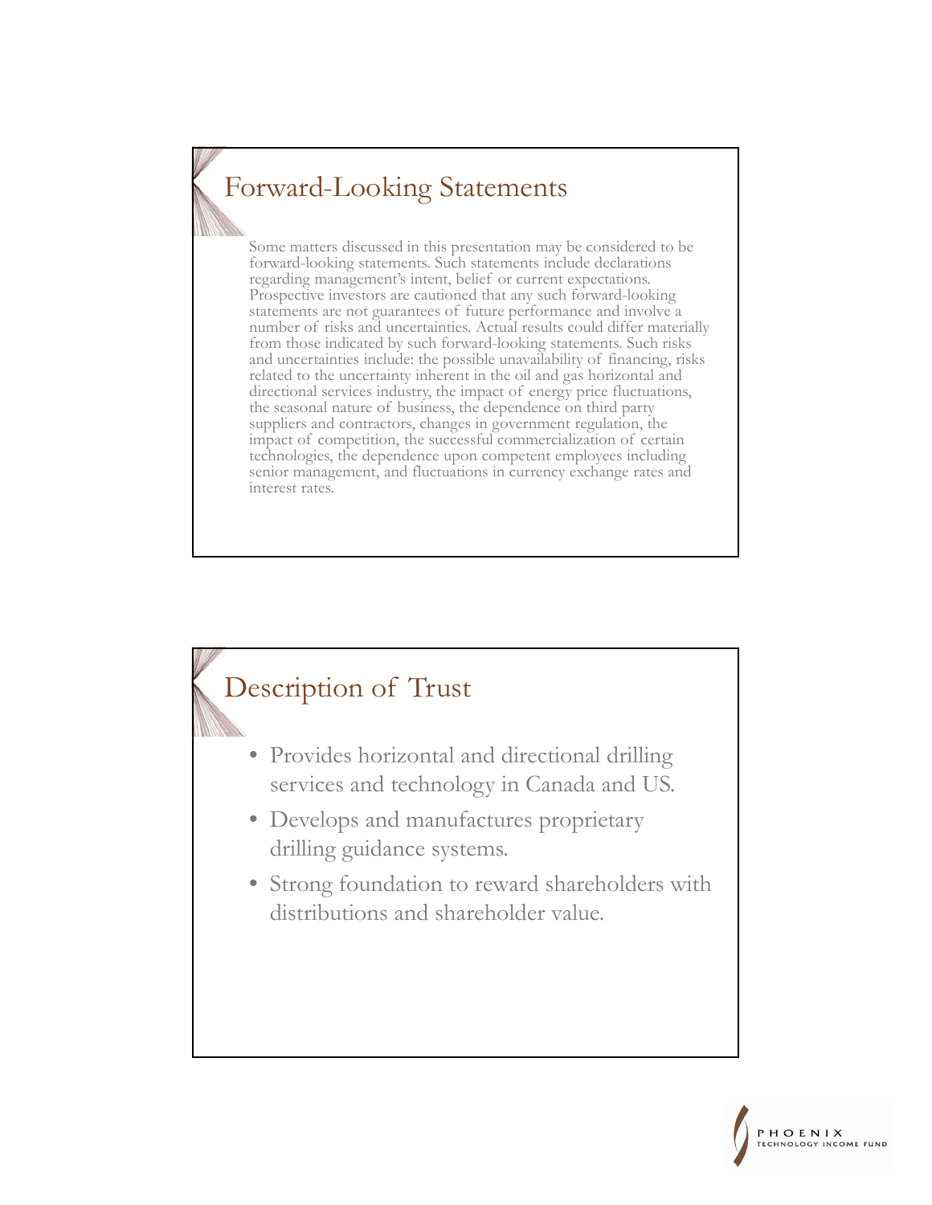## Forward-Looking Statements

Some matters discussed in this presentation may be considered to be forward-looking statements. Such statements include declarations regarding management's intent, belief or current expectations. Prospective investors are cautioned that any such forward-looking statements are not guarantees of future performance and involve a number of risks and uncertainties. Actual results could differ materially from those indicated by such forward-looking statements. Such risks and uncertainties include: the possible unavailability of financing, risks related to the uncertainty inherent in the oil and gas horizontal and directional services industry, the impact of energy price fluctuations, the seasonal nature of business, the dependence on third party suppliers and contractors, changes in government regulation, the impact of competition, the successful commercialization of certain technologies, the dependence upon competent employees including senior management, and fluctuations in currency exchange rates and interest rates.

## Description of Trust

- Provides horizontal and directional drilling services and technology in Canada and US.
- Develops and manufactures proprietary drilling guidance systems.
- Strong foundation to reward shareholders with distributions and shareholder value.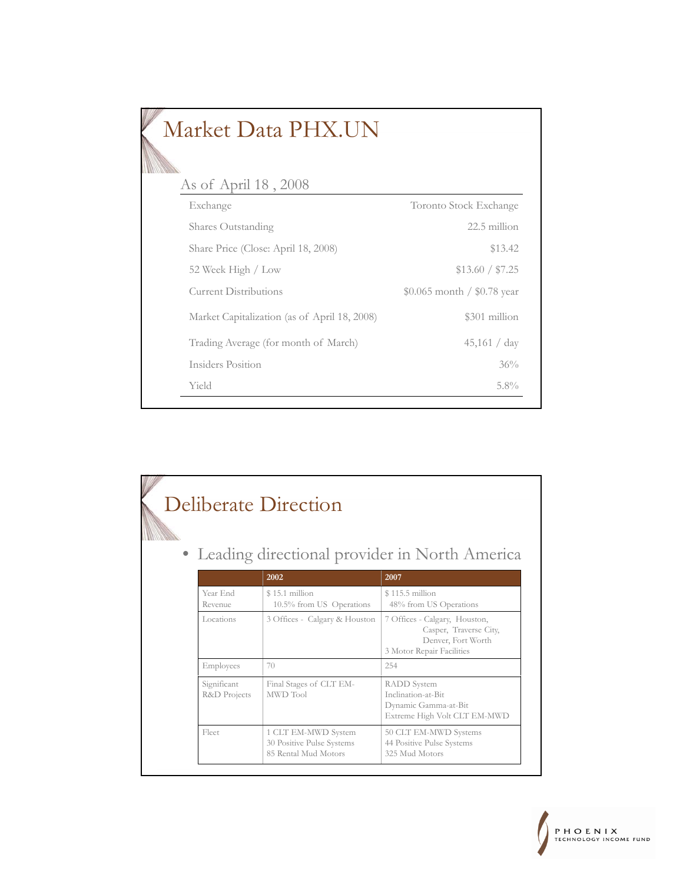# Market Data PHX.UN

| As of April 18 , 2008 | |
|---|---|
| Exchange | Toronto Stock Exchange |
| Shares Outstanding | 22.5 million |
| Share Price (Close: April 18, 2008) | $13.42 |
| 52 Week High / Low | $13.60 / $7.25 |
| Current Distributions | $0.065 month / $0.78 year |
| Market Capitalization (as of April 18, 2008) | $301 million |
| Trading Average (for month of March) | 45,161 / day |
| Insiders Position | 36% |
| Yield | 5.8% |

# Deliberate Direction

- Leading directional provider in North America

| | 2002 | 2007 |
|---|---|---|
| Year End Revenue | $ 15.1 million<br>10.5% from US Operations | $ 115.5 million<br>48% from US Operations |
| Locations | 3 Offices - Calgary & Houston | 7 Offices - Calgary, Houston, Casper, Traverse City, Denver, Fort Worth<br>3 Motor Repair Facilities |
| Employees | 70 | 254 |
| Significant R&D Projects | Final Stages of CLT EM-MWD Tool | RADD System<br>Inclination-at-Bit<br>Dynamic Gamma-at-Bit<br>Extreme High Volt CLT EM-MWD |
| Fleet | 1 CLT EM-MWD System<br>30 Positive Pulse Systems<br>85 Rental Mud Motors | 50 CLT EM-MWD Systems<br>44 Positive Pulse Systems<br>325 Mud Motors |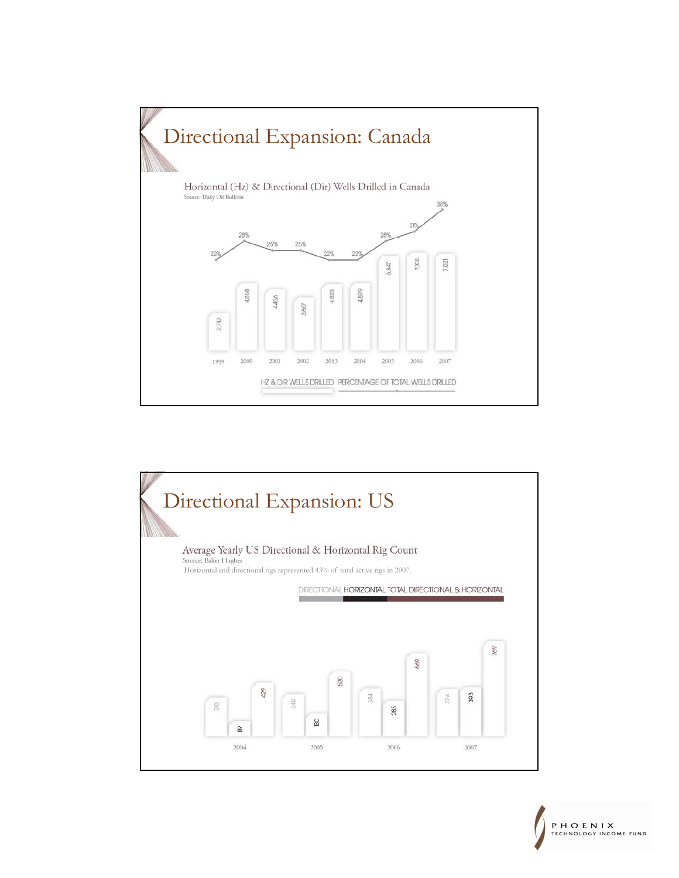## Directional Expansion: Canada

Horizontal (Hz) & Directional (Dir) Wells Drilled in Canada
Source: Daily Oil Bulletin

| Year | HZ & DIR Wells Drilled | Percentage of Total Wells Drilled |
|---|---|---|
| 1999 | 2,710 | 22% |
| 2000 | 4,868 | 28% |
| 2001 | 4,456 | 25% |
| 2002 | 3,867 | 25% |
| 2003 | 4,823 | 22% |
| 2004 | 4,899 | 22% |
| 2005 | 6,847 | 28% |
| 2006 | 7,108 | 31% |
| 2007 | 7,021 | 38% |

## Directional Expansion: US

Average Yearly US Directional & Horizontal Rig Count
Source: Baker Hughes
Horizontal and directional rigs represented 43% of total active rigs in 2007.

| Year | Directional | Horizontal | Total Directional & Horizontal |
|---|---|---|---|
| 2004 | 310 | 119 | 429 |
| 2005 | 340 | 180 | 520 |
| 2006 | 384 | 285 | 669 |
| 2007 | 376 | 393 | 769 |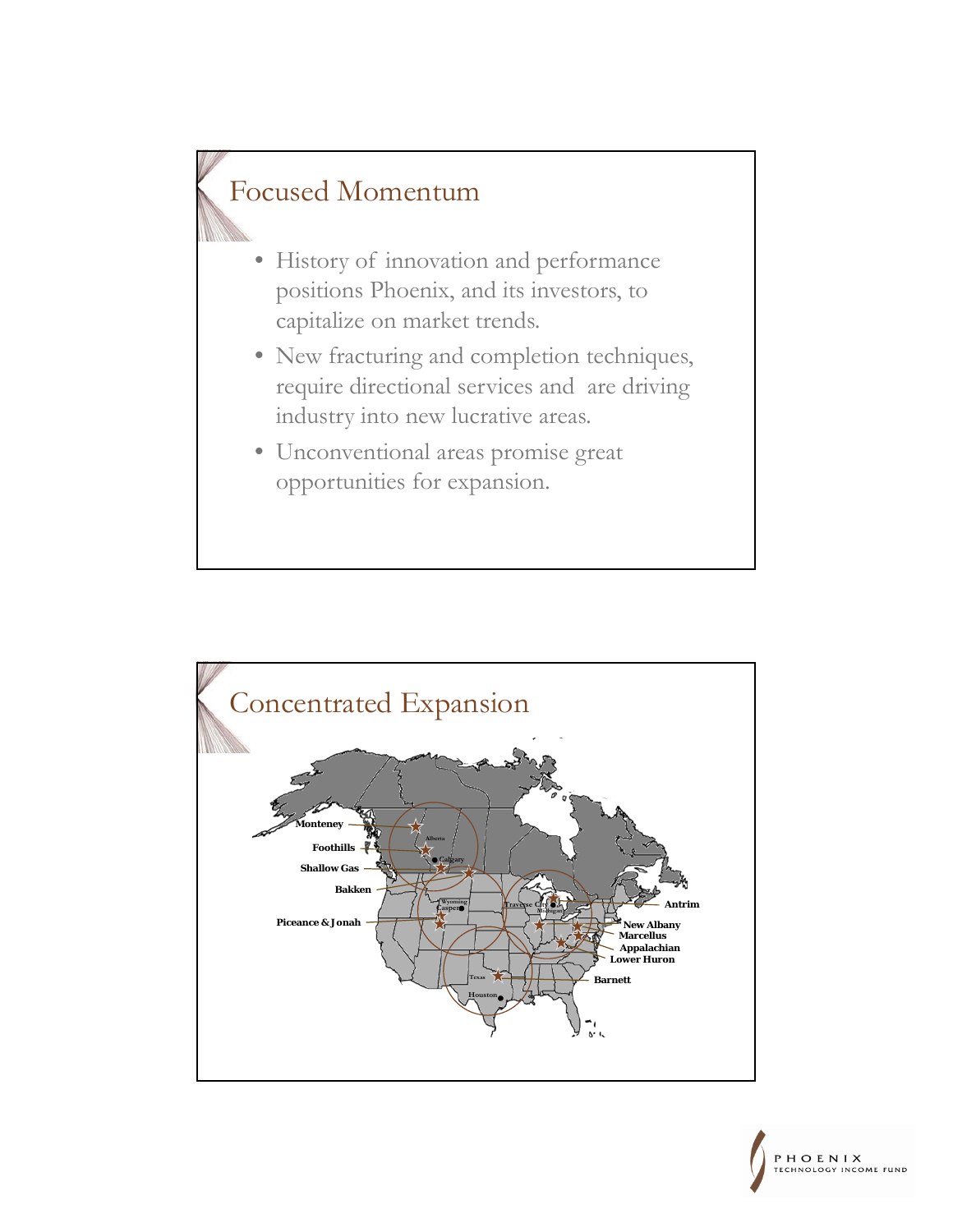## Focused Momentum

- History of innovation and performance positions Phoenix, and its investors, to capitalize on market trends.
- New fracturing and completion techniques, require directional services and are driving industry into new lucrative areas.
- Unconventional areas promise great opportunities for expansion.

## Concentrated Expansion

Monteney

Foothills

Shallow Gas

Bakken

Piceance & Jonah

Alberta

Calgary

Wyoming

Casper

Traverse City

Michigan

Texas

Houston

Antrim

New Albany

Marcellus

Appalachian

Lower Huron

Barnett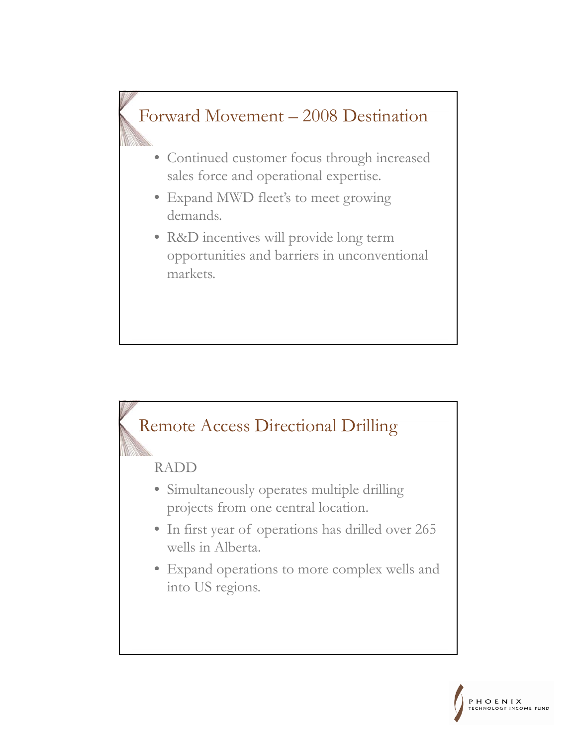## Forward Movement – 2008 Destination

- Continued customer focus through increased sales force and operational expertise.
- Expand MWD fleet's to meet growing demands.
- R&D incentives will provide long term opportunities and barriers in unconventional markets.

## Remote Access Directional Drilling

RADD

- Simultaneously operates multiple drilling projects from one central location.
- In first year of operations has drilled over 265 wells in Alberta.
- Expand operations to more complex wells and into US regions.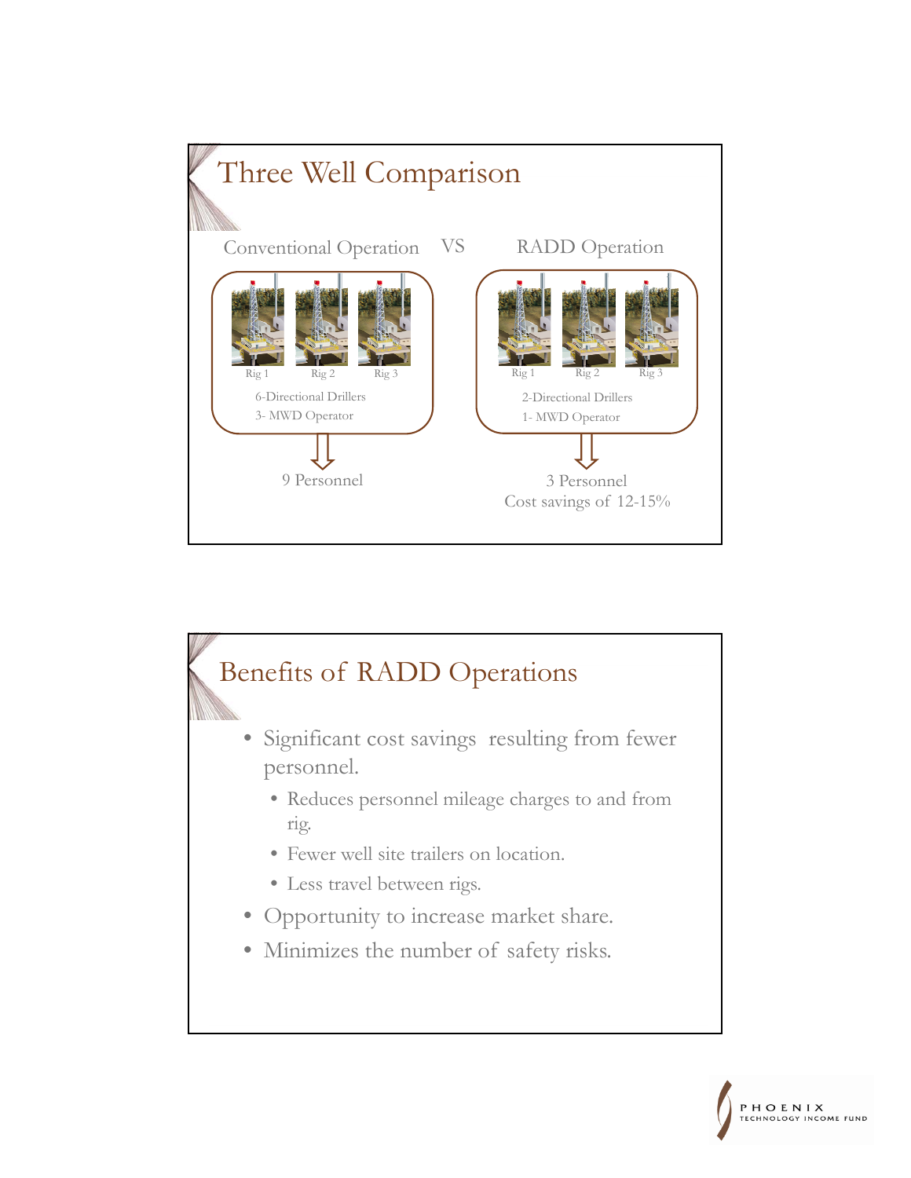## Three Well Comparison

Conventional Operation VS RADD Operation

**Conventional Operation**

Rig 1 Rig 2 Rig 3

6-Directional Drillers
3- MWD Operator

9 Personnel

**RADD Operation**

Rig 1 Rig 2 Rig 3

2-Directional Drillers
1- MWD Operator

3 Personnel
Cost savings of 12-15%

## Benefits of RADD Operations

- Significant cost savings resulting from fewer personnel.
  - Reduces personnel mileage charges to and from rig.
  - Fewer well site trailers on location.
  - Less travel between rigs.
- Opportunity to increase market share.
- Minimizes the number of safety risks.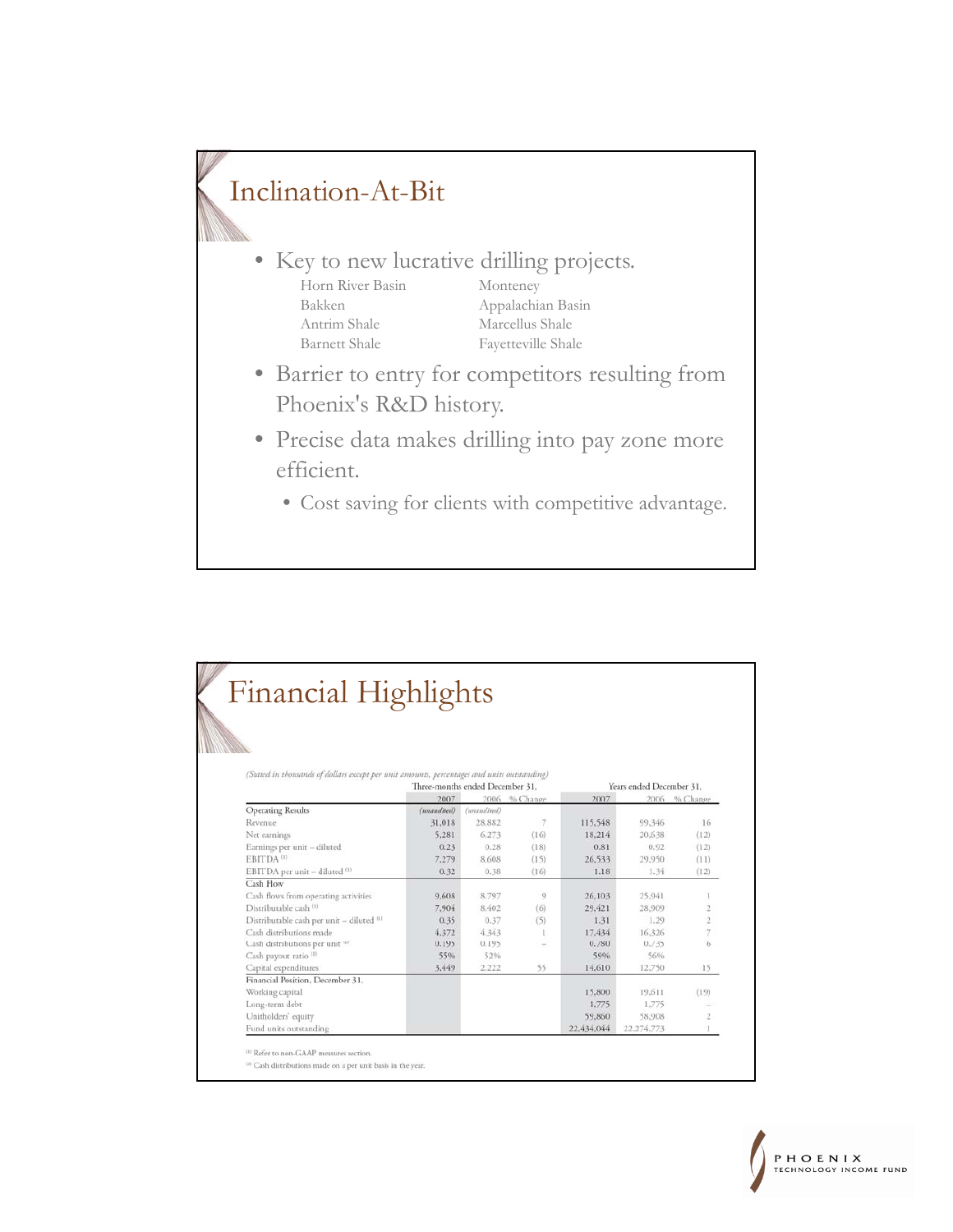## Inclination-At-Bit

- Key to new lucrative drilling projects.

  | | |
  |---|---|
  | Horn River Basin | Monteney |
  | Bakken | Appalachian Basin |
  | Antrim Shale | Marcellus Shale |
  | Barnett Shale | Fayetteville Shale |

- Barrier to entry for competitors resulting from Phoenix's R&D history.
- Precise data makes drilling into pay zone more efficient.
  - Cost saving for clients with competitive advantage.

## Financial Highlights

*(Stated in thousands of dollars except per unit amounts, percentages and units outstanding)*

| | Three-months ended December 31, | | | Years ended December 31, | | |
|---|---|---|---|---|---|---|
| | 2007 | 2006 | % Change | 2007 | 2006 | % Change |
| **Operating Results** | *(unaudited)* | *(unaudited)* | | | | |
| Revenue | 31,018 | 28,882 | 7 | 115,548 | 99,346 | 16 |
| Net earnings | 5,281 | 6,273 | (16) | 18,214 | 20,638 | (12) |
| Earnings per unit – diluted | 0.23 | 0.28 | (18) | 0.81 | 0.92 | (12) |
| EBITDA [1] | 7,279 | 8,608 | (15) | 26,533 | 29,950 | (11) |
| EBITDA per unit – diluted [1] | 0.32 | 0.38 | (16) | 1.18 | 1.34 | (12) |
| **Cash Flow** | | | | | | |
| Cash flows from operating activities | 9,608 | 8,797 | 9 | 26,103 | 25,941 | 1 |
| Distributable cash [1] | 7,904 | 8,402 | (6) | 29,421 | 28,909 | 2 |
| Distributable cash per unit – diluted [1] | 0.35 | 0.37 | (5) | 1.31 | 1.29 | 2 |
| Cash distributions made | 4,372 | 4,343 | 1 | 17,434 | 16,326 | 7 |
| Cash distributions per unit [2] | 0.195 | 0.195 | – | 0.780 | 0.735 | 6 |
| Cash payout ratio [1] | 55% | 52% | | 59% | 56% | |
| Capital expenditures | 3,449 | 2,222 | 55 | 14,610 | 12,750 | 15 |
| **Financial Position, December 31,** | | | | | | |
| Working capital | | | | 15,800 | 19,611 | (19) |
| Long-term debt | | | | 1,775 | 1,775 | – |
| Unitholders' equity | | | | 59,860 | 58,908 | 2 |
| Fund units outstanding | | | | 22,434,044 | 22,274,773 | 1 |

[1] Refer to non-GAAP measures section.

[2] Cash distributions made on a per unit basis in the year.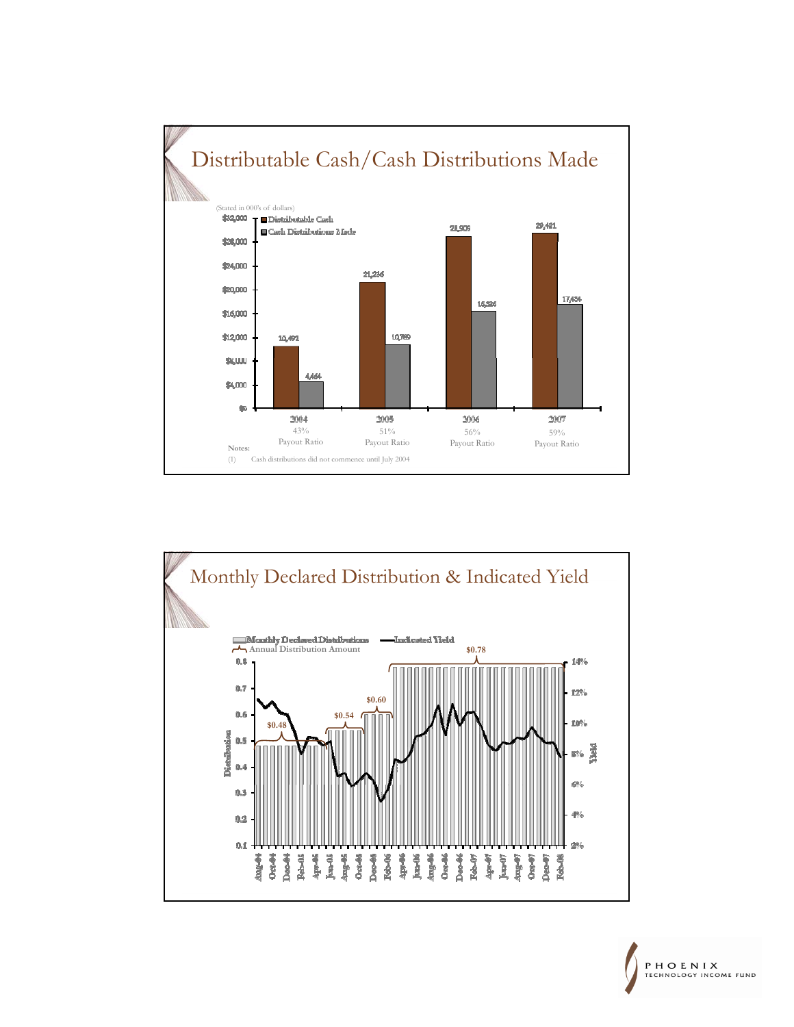## Distributable Cash/Cash Distributions Made

(Stated in 000's of dollars)

| | 2004 | 2005 | 2006 | 2007 |
|---|---|---|---|---|
| Distributable Cash | 10,491 | 21,216 | 28,909 | 29,421 |
| Cash Distributions Made | 4,464 | 10,769 | 16,326 | 17,434 |
| Payout Ratio | 43% | 51% | 56% | 59% |

**Notes:**

(1) Cash distributions did not commence until July 2004

## Monthly Declared Distribution & Indicated Yield

Monthly Declared Distributions — Indicated Yield — Annual Distribution Amount

| Period | Annual Distribution Amount |
|---|---|
| Aug-04 – Jun-05 | $0.48 |
| Jun-05 – Nov-05 | $0.54 |
| Dec-05 – Feb-06 | $0.60 |
| Mar-06 – Feb-08 | $0.78 |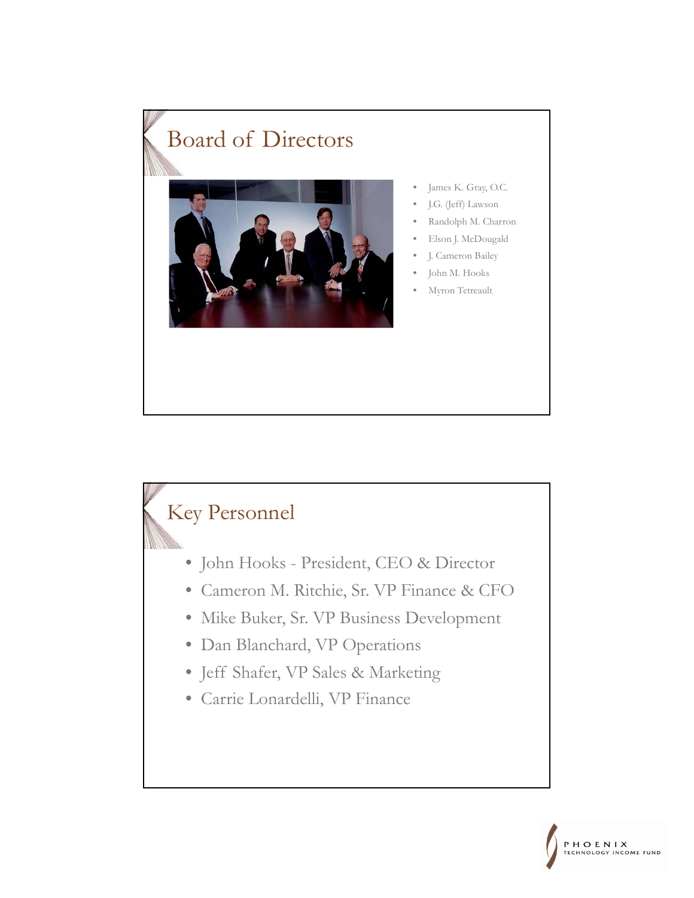## Board of Directors

- James K. Gray, O.C.
- J.G. (Jeff) Lawson
- Randolph M. Charron
- Elson J. McDougald
- J. Cameron Bailey
- John M. Hooks
- Myron Tetreault

## Key Personnel

- John Hooks - President, CEO & Director
- Cameron M. Ritchie, Sr. VP Finance & CFO
- Mike Buker, Sr. VP Business Development
- Dan Blanchard, VP Operations
- Jeff Shafer, VP Sales & Marketing
- Carrie Lonardelli, VP Finance